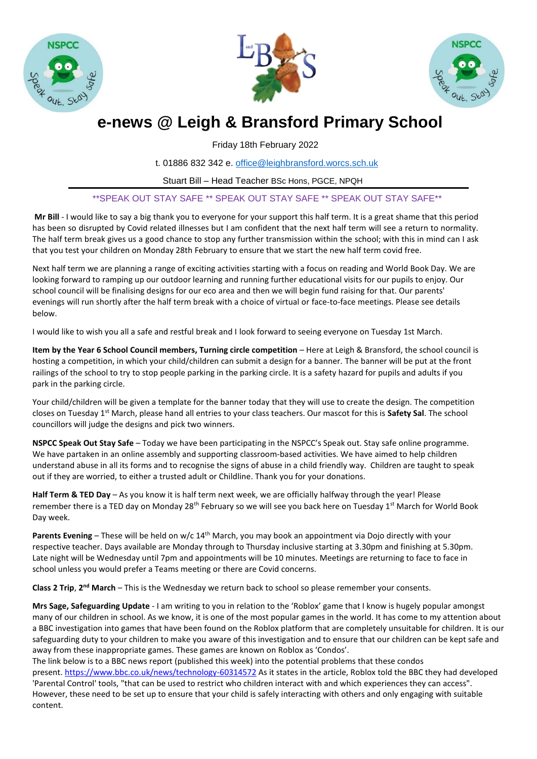# e-news @ Leigh & Bransford Primary School

Friday 18th February 2022

t. 01886 832 342 e. office@leighbransford.worcs.sch.uk

Stuart Bill – Head Teacher BSc Hons, PGCE, NPQH

**SPEAK OUT STAY SAFE ** SPEAK OUT STAY SAFE ** SPEAK OUT STAY SAFE**

**Mr Bill** - I would like to say a big thank you to everyone for your support this half term. It is a great shame that this period has been so disrupted by Covid related illnesses but I am confident that the next half term will see a return to normality. The half term break gives us a good chance to stop any further transmission within the school; with this in mind can I ask that you test your children on Monday 28th February to ensure that we start the new half term covid free.

Next half term we are planning a range of exciting activities starting with a focus on reading and World Book Day. We are looking forward to ramping up our outdoor learning and running further educational visits for our pupils to enjoy. Our school council will be finalising designs for our eco area and then we will begin fund raising for that. Our parents' evenings will run shortly after the half term break with a choice of virtual or face-to-face meetings. Please see details below.

I would like to wish you all a safe and restful break and I look forward to seeing everyone on Tuesday 1st March.

**Item by the Year 6 School Council members, Turning circle competition** – Here at Leigh & Bransford, the school council is hosting a competition, in which your child/children can submit a design for a banner. The banner will be put at the front railings of the school to try to stop people parking in the parking circle. It is a safety hazard for pupils and adults if you park in the parking circle.

Your child/children will be given a template for the banner today that they will use to create the design. The competition closes on Tuesday 1st March, please hand all entries to your class teachers. Our mascot for this is **Safety Sal**. The school councillors will judge the designs and pick two winners.

**NSPCC Speak Out Stay Safe** – Today we have been participating in the NSPCC's Speak out. Stay safe online programme. We have partaken in an online assembly and supporting classroom-based activities. We have aimed to help children understand abuse in all its forms and to recognise the signs of abuse in a child friendly way. Children are taught to speak out if they are worried, to either a trusted adult or Childline. Thank you for your donations.

**Half Term & TED Day** – As you know it is half term next week, we are officially halfway through the year! Please remember there is a TED day on Monday 28th February so we will see you back here on Tuesday 1st March for World Book Day week.

**Parents Evening** – These will be held on w/c 14th March, you may book an appointment via Dojo directly with your respective teacher. Days available are Monday through to Thursday inclusive starting at 3.30pm and finishing at 5.30pm. Late night will be Wednesday until 7pm and appointments will be 10 minutes. Meetings are returning to face to face in school unless you would prefer a Teams meeting or there are Covid concerns.

**Class 2 Trip, 2nd March** – This is the Wednesday we return back to school so please remember your consents.

**Mrs Sage, Safeguarding Update** - I am writing to you in relation to the 'Roblox' game that I know is hugely popular amongst many of our children in school. As we know, it is one of the most popular games in the world. It has come to my attention about a BBC investigation into games that have been found on the Roblox platform that are completely unsuitable for children. It is our safeguarding duty to your children to make you aware of this investigation and to ensure that our children can be kept safe and away from these inappropriate games. These games are known on Roblox as 'Condos'.

The link below is to a BBC news report (published this week) into the potential problems that these condos present. https://www.bbc.co.uk/news/technology-60314572 As it states in the article, Roblox told the BBC they had developed 'Parental Control' tools, "that can be used to restrict who children interact with and which experiences they can access". However, these need to be set up to ensure that your child is safely interacting with others and only engaging with suitable content.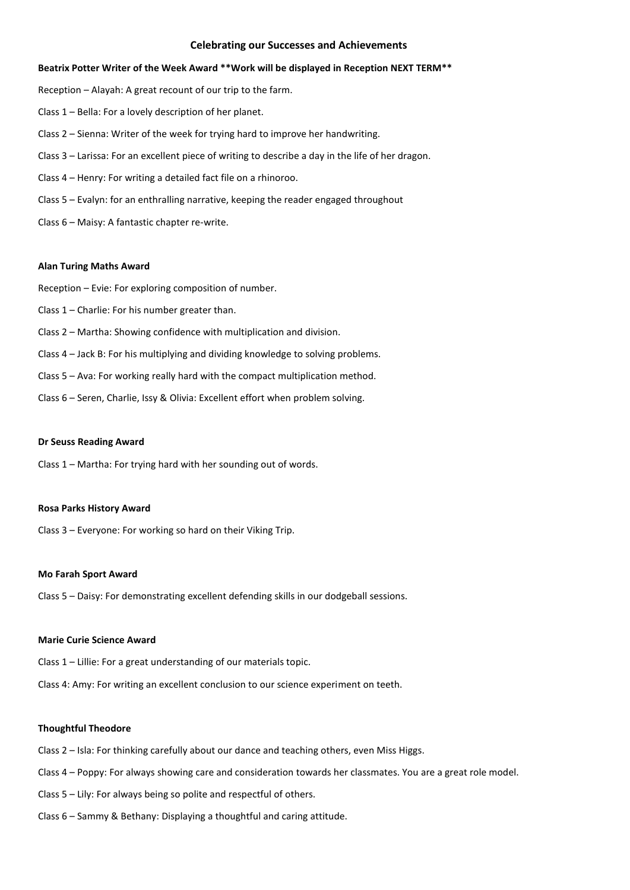## Celebrating our Successes and Achievements

**Beatrix Potter Writer of the Week Award **Work will be displayed in Reception NEXT TERM****

Reception – Alayah: A great recount of our trip to the farm.

Class 1 – Bella: For a lovely description of her planet.

Class 2 – Sienna: Writer of the week for trying hard to improve her handwriting.

Class 3 – Larissa: For an excellent piece of writing to describe a day in the life of her dragon.

Class 4 – Henry: For writing a detailed fact file on a rhinoroo.

Class 5 – Evalyn: for an enthralling narrative, keeping the reader engaged throughout

Class 6 – Maisy: A fantastic chapter re-write.

**Alan Turing Maths Award**

Reception – Evie: For exploring composition of number.

Class 1 – Charlie: For his number greater than.

Class 2 – Martha: Showing confidence with multiplication and division.

Class 4 – Jack B: For his multiplying and dividing knowledge to solving problems.

Class 5 – Ava: For working really hard with the compact multiplication method.

Class 6 – Seren, Charlie, Issy & Olivia: Excellent effort when problem solving.

**Dr Seuss Reading Award**

Class 1 – Martha: For trying hard with her sounding out of words.

**Rosa Parks History Award**

Class 3 – Everyone: For working so hard on their Viking Trip.

**Mo Farah Sport Award**

Class 5 – Daisy: For demonstrating excellent defending skills in our dodgeball sessions.

**Marie Curie Science Award**

Class 1 – Lillie: For a great understanding of our materials topic.

Class 4: Amy: For writing an excellent conclusion to our science experiment on teeth.

**Thoughtful Theodore**

Class 2 – Isla: For thinking carefully about our dance and teaching others, even Miss Higgs.

Class 4 – Poppy: For always showing care and consideration towards her classmates. You are a great role model.

Class 5 – Lily: For always being so polite and respectful of others.

Class 6 – Sammy & Bethany: Displaying a thoughtful and caring attitude.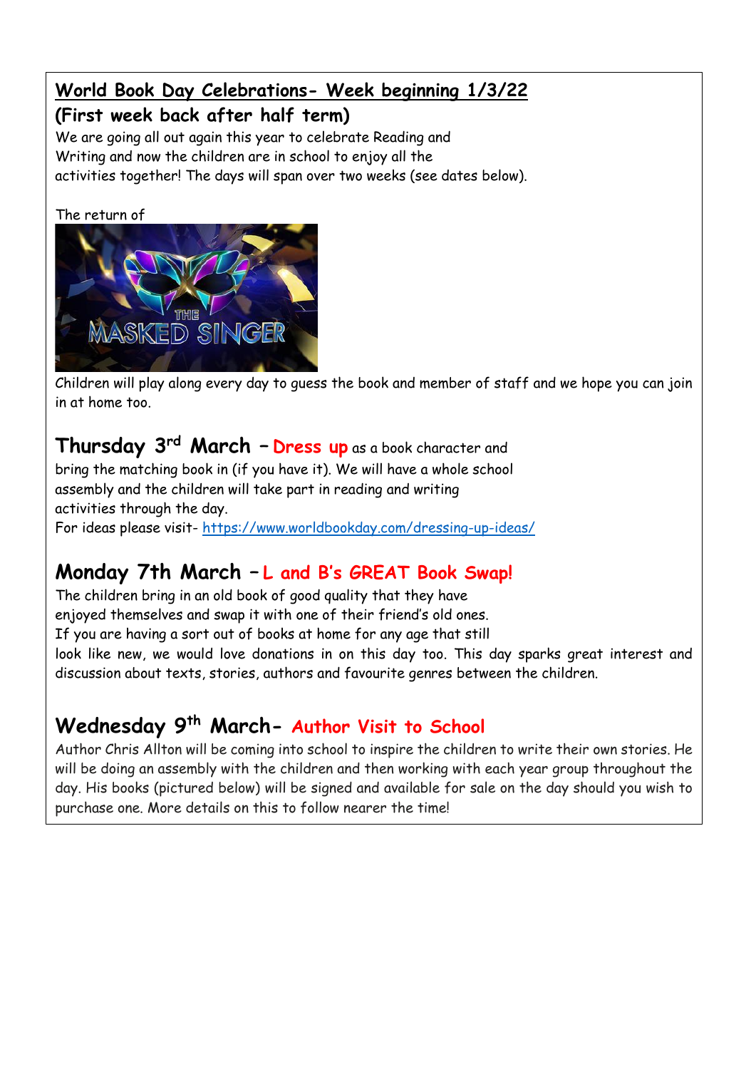## World Book Day Celebrations- Week beginning 1/3/22

### (First week back after half term)

We are going all out again this year to celebrate Reading and Writing and now the children are in school to enjoy all the activities together! The days will span over two weeks (see dates below).

The return of

Children will play along every day to guess the book and member of staff and we hope you can join in at home too.

### Thursday 3rd March – Dress up as a book character and

bring the matching book in (if you have it). We will have a whole school assembly and the children will take part in reading and writing activities through the day.

For ideas please visit- https://www.worldbookday.com/dressing-up-ideas/

### Monday 7th March – L and B's GREAT Book Swap!

The children bring in an old book of good quality that they have enjoyed themselves and swap it with one of their friend's old ones. If you are having a sort out of books at home for any age that still look like new, we would love donations in on this day too. This day sparks great interest and discussion about texts, stories, authors and favourite genres between the children.

### Wednesday 9th March- Author Visit to School

Author Chris Allton will be coming into school to inspire the children to write their own stories. He will be doing an assembly with the children and then working with each year group throughout the day. His books (pictured below) will be signed and available for sale on the day should you wish to purchase one. More details on this to follow nearer the time!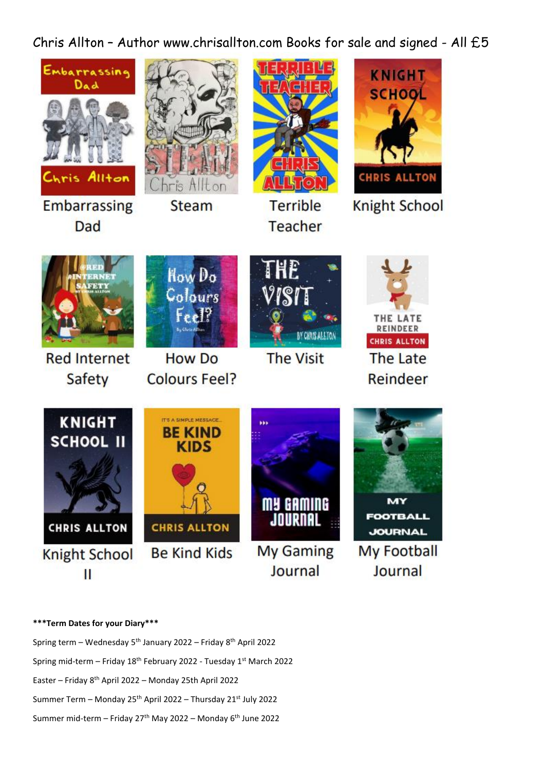Chris Allton – Author www.chrisallton.com Books for sale and signed - All £5

Embarrassing Dad

Steam

Terrible Teacher

Knight School

Red Internet Safety

How Do Colours Feel?

The Visit

The Late Reindeer

Knight School II

Be Kind Kids

My Gaming Journal

My Football Journal

**\*\*\*Term Dates for your Diary\*\*\***

Spring term – Wednesday 5th January 2022 – Friday 8th April 2022

Spring mid-term – Friday 18th February 2022 - Tuesday 1st March 2022

Easter – Friday 8th April 2022 – Monday 25th April 2022

Summer Term – Monday 25th April 2022 – Thursday 21st July 2022

Summer mid-term – Friday 27th May 2022 – Monday 6th June 2022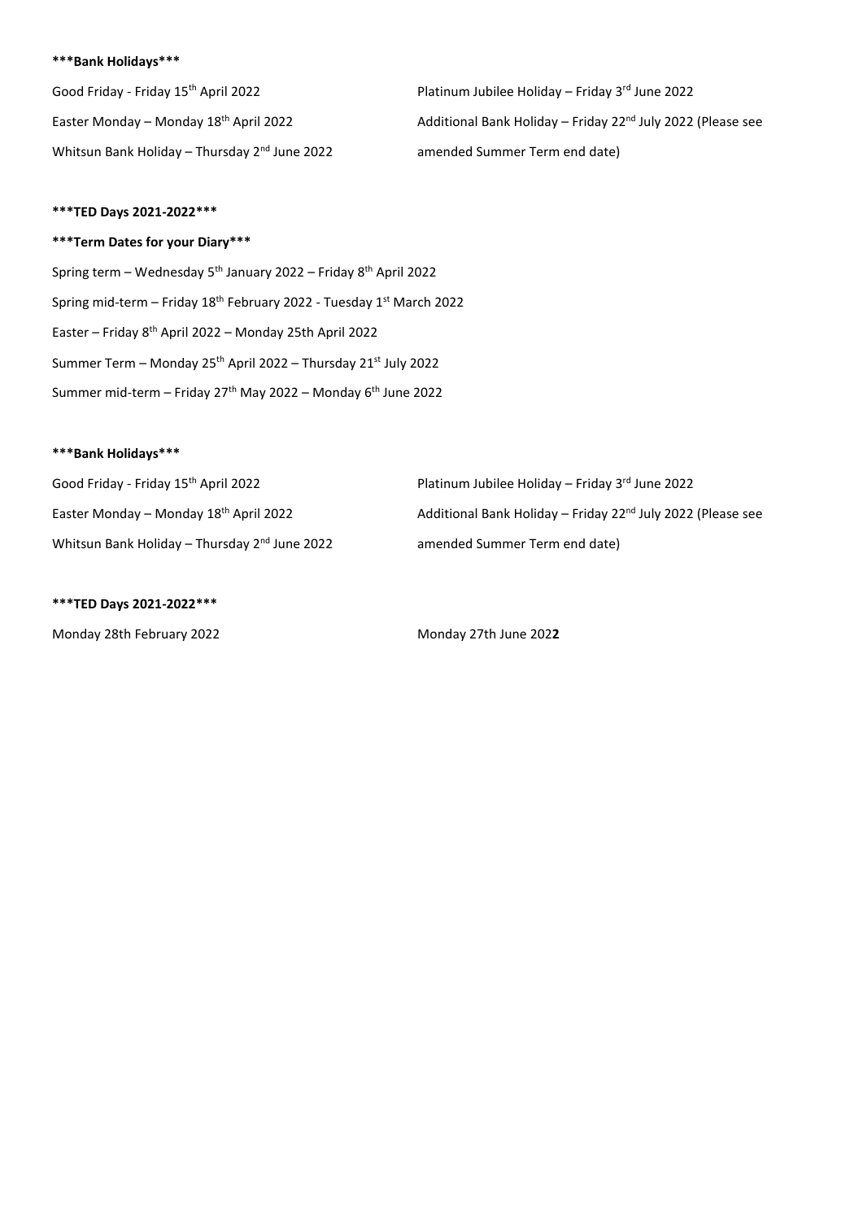**\*\*\*Bank Holidays\*\*\***

Good Friday - Friday 15th April 2022

Easter Monday – Monday 18th April 2022

Whitsun Bank Holiday – Thursday 2nd June 2022

Platinum Jubilee Holiday – Friday 3rd June 2022

Additional Bank Holiday – Friday 22nd July 2022 (Please see amended Summer Term end date)

**\*\*\*TED Days 2021-2022\*\*\***

**\*\*\*Term Dates for your Diary\*\*\***

Spring term – Wednesday 5th January 2022 – Friday 8th April 2022

Spring mid-term – Friday 18th February 2022 - Tuesday 1st March 2022

Easter – Friday 8th April 2022 – Monday 25th April 2022

Summer Term – Monday 25th April 2022 – Thursday 21st July 2022

Summer mid-term – Friday 27th May 2022 – Monday 6th June 2022

**\*\*\*Bank Holidays\*\*\***

Good Friday - Friday 15th April 2022

Easter Monday – Monday 18th April 2022

Whitsun Bank Holiday – Thursday 2nd June 2022

Platinum Jubilee Holiday – Friday 3rd June 2022

Additional Bank Holiday – Friday 22nd July 2022 (Please see amended Summer Term end date)

**\*\*\*TED Days 2021-2022\*\*\***

Monday 28th February 2022

Monday 27th June 202**2**